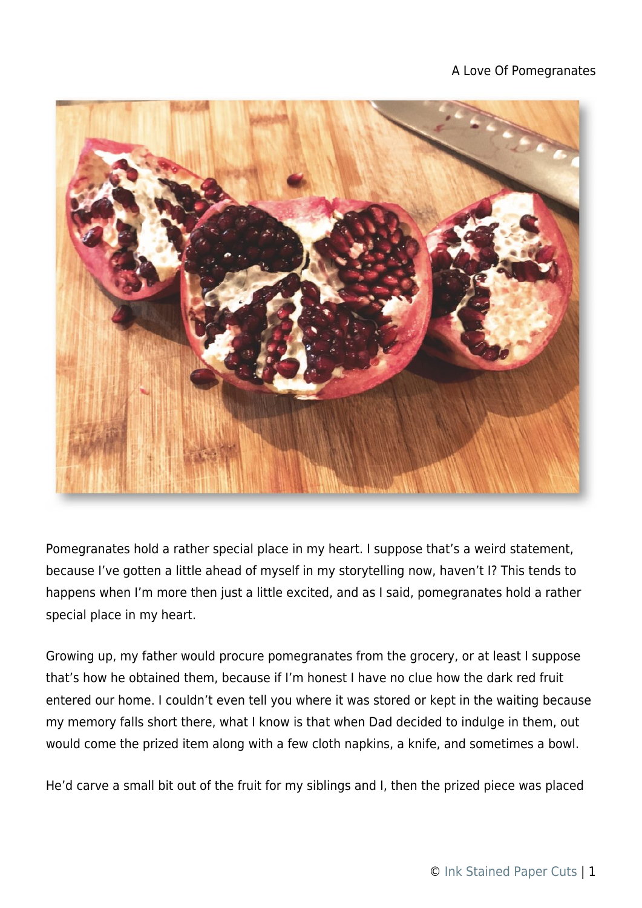# A Love Of Pomegranates

Pomegranates hold a rather special place in my heart. I suppose that's a weird statement, because I've gotten a little ahead of myself in my storytelling now, haven't I? This tends to happens when I'm more then just a little excited, and as I said, pomegranates hold a rather special place in my heart.

Growing up, my father would procure pomegranates from the grocery, or at least I suppose that's how he obtained them, because if I'm honest I have no clue how the dark red fruit entered our home. I couldn't even tell you where it was stored or kept in the waiting because my memory falls short there, what I know is that when Dad decided to indulge in them, out would come the prized item along with a few cloth napkins, a knife, and sometimes a bowl.

He'd carve a small bit out of the fruit for my siblings and I, then the prized piece was placed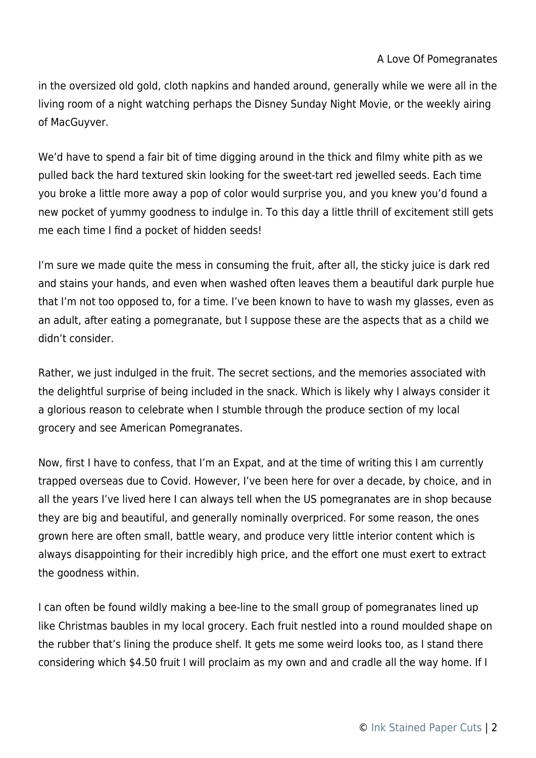in the oversized old gold, cloth napkins and handed around, generally while we were all in the living room of a night watching perhaps the Disney Sunday Night Movie, or the weekly airing of MacGuyver.

We'd have to spend a fair bit of time digging around in the thick and filmy white pith as we pulled back the hard textured skin looking for the sweet-tart red jewelled seeds. Each time you broke a little more away a pop of color would surprise you, and you knew you'd found a new pocket of yummy goodness to indulge in. To this day a little thrill of excitement still gets me each time I find a pocket of hidden seeds!

I'm sure we made quite the mess in consuming the fruit, after all, the sticky juice is dark red and stains your hands, and even when washed often leaves them a beautiful dark purple hue that I'm not too opposed to, for a time. I've been known to have to wash my glasses, even as an adult, after eating a pomegranate, but I suppose these are the aspects that as a child we didn't consider.

Rather, we just indulged in the fruit. The secret sections, and the memories associated with the delightful surprise of being included in the snack. Which is likely why I always consider it a glorious reason to celebrate when I stumble through the produce section of my local grocery and see American Pomegranates.

Now, first I have to confess, that I'm an Expat, and at the time of writing this I am currently trapped overseas due to Covid. However, I've been here for over a decade, by choice, and in all the years I've lived here I can always tell when the US pomegranates are in shop because they are big and beautiful, and generally nominally overpriced. For some reason, the ones grown here are often small, battle weary, and produce very little interior content which is always disappointing for their incredibly high price, and the effort one must exert to extract the goodness within.

I can often be found wildly making a bee-line to the small group of pomegranates lined up like Christmas baubles in my local grocery. Each fruit nestled into a round moulded shape on the rubber that's lining the produce shelf. It gets me some weird looks too, as I stand there considering which $4.50 fruit I will proclaim as my own and and cradle all the way home. If I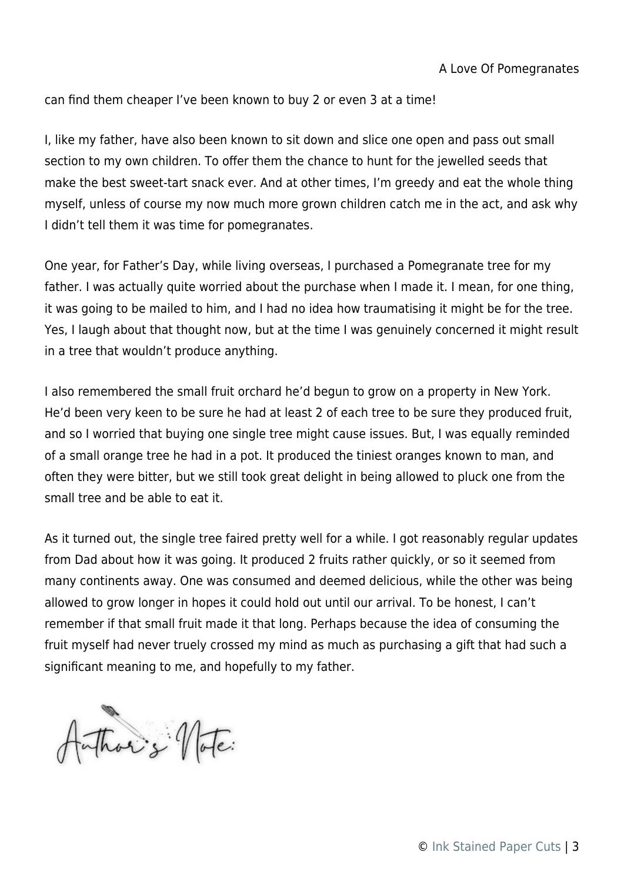can find them cheaper I've been known to buy 2 or even 3 at a time!

I, like my father, have also been known to sit down and slice one open and pass out small section to my own children. To offer them the chance to hunt for the jewelled seeds that make the best sweet-tart snack ever. And at other times, I'm greedy and eat the whole thing myself, unless of course my now much more grown children catch me in the act, and ask why I didn't tell them it was time for pomegranates.

One year, for Father's Day, while living overseas, I purchased a Pomegranate tree for my father. I was actually quite worried about the purchase when I made it. I mean, for one thing, it was going to be mailed to him, and I had no idea how traumatising it might be for the tree. Yes, I laugh about that thought now, but at the time I was genuinely concerned it might result in a tree that wouldn't produce anything.

I also remembered the small fruit orchard he'd begun to grow on a property in New York. He'd been very keen to be sure he had at least 2 of each tree to be sure they produced fruit, and so I worried that buying one single tree might cause issues. But, I was equally reminded of a small orange tree he had in a pot. It produced the tiniest oranges known to man, and often they were bitter, but we still took great delight in being allowed to pluck one from the small tree and be able to eat it.

As it turned out, the single tree faired pretty well for a while. I got reasonably regular updates from Dad about how it was going. It produced 2 fruits rather quickly, or so it seemed from many continents away. One was consumed and deemed delicious, while the other was being allowed to grow longer in hopes it could hold out until our arrival. To be honest, I can't remember if that small fruit made it that long. Perhaps because the idea of consuming the fruit myself had never truely crossed my mind as much as purchasing a gift that had such a significant meaning to me, and hopefully to my father.

Author's Note: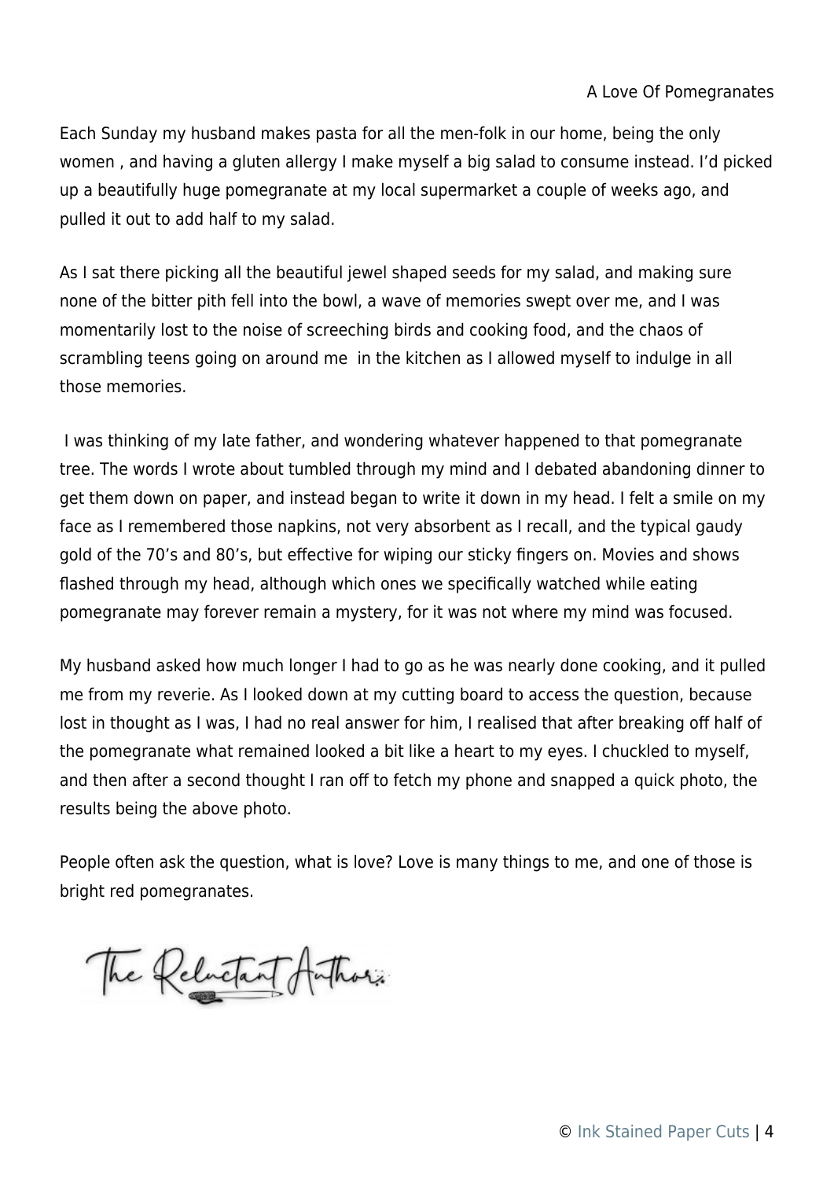Each Sunday my husband makes pasta for all the men-folk in our home, being the only women , and having a gluten allergy I make myself a big salad to consume instead. I'd picked up a beautifully huge pomegranate at my local supermarket a couple of weeks ago, and pulled it out to add half to my salad.

As I sat there picking all the beautiful jewel shaped seeds for my salad, and making sure none of the bitter pith fell into the bowl, a wave of memories swept over me, and I was momentarily lost to the noise of screeching birds and cooking food, and the chaos of scrambling teens going on around me in the kitchen as I allowed myself to indulge in all those memories.

I was thinking of my late father, and wondering whatever happened to that pomegranate tree. The words I wrote about tumbled through my mind and I debated abandoning dinner to get them down on paper, and instead began to write it down in my head. I felt a smile on my face as I remembered those napkins, not very absorbent as I recall, and the typical gaudy gold of the 70's and 80's, but effective for wiping our sticky fingers on. Movies and shows flashed through my head, although which ones we specifically watched while eating pomegranate may forever remain a mystery, for it was not where my mind was focused.

My husband asked how much longer I had to go as he was nearly done cooking, and it pulled me from my reverie. As I looked down at my cutting board to access the question, because lost in thought as I was, I had no real answer for him, I realised that after breaking off half of the pomegranate what remained looked a bit like a heart to my eyes. I chuckled to myself, and then after a second thought I ran off to fetch my phone and snapped a quick photo, the results being the above photo.

People often ask the question, what is love? Love is many things to me, and one of those is bright red pomegranates.

The Reluctant Author